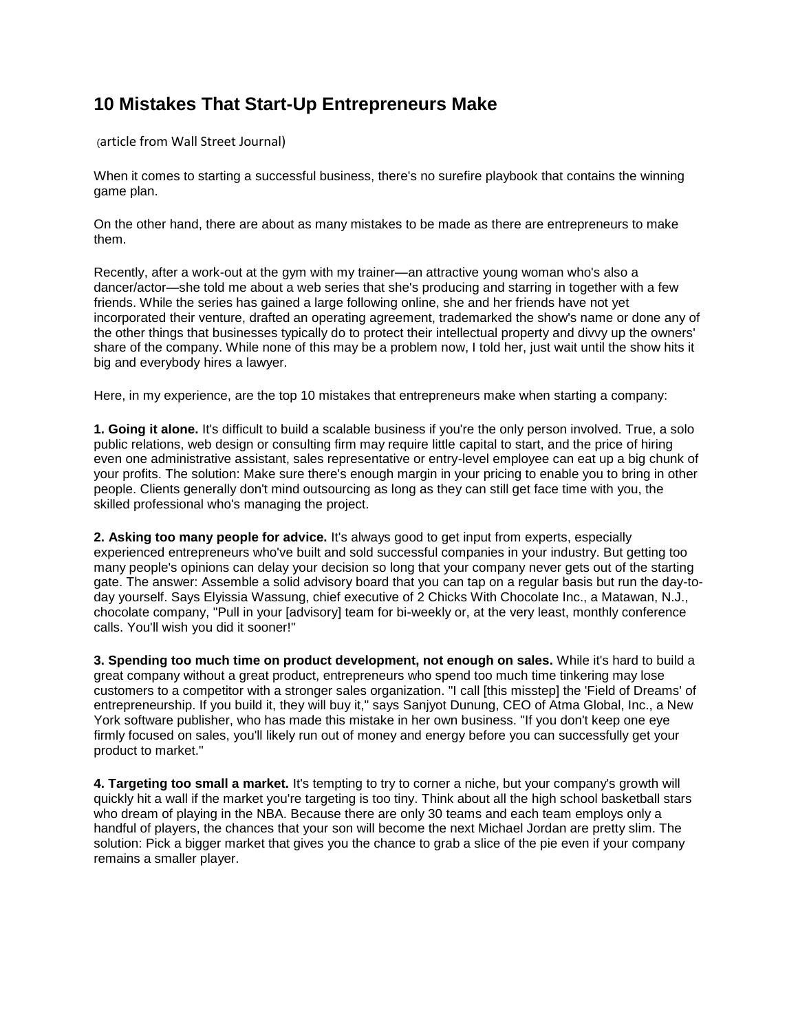# 10 Mistakes That Start-Up Entrepreneurs Make

(article from Wall Street Journal)

When it comes to starting a successful business, there's no surefire playbook that contains the winning game plan.

On the other hand, there are about as many mistakes to be made as there are entrepreneurs to make them.

Recently, after a work-out at the gym with my trainer—an attractive young woman who's also a dancer/actor—she told me about a web series that she's producing and starring in together with a few friends. While the series has gained a large following online, she and her friends have not yet incorporated their venture, drafted an operating agreement, trademarked the show's name or done any of the other things that businesses typically do to protect their intellectual property and divvy up the owners' share of the company. While none of this may be a problem now, I told her, just wait until the show hits it big and everybody hires a lawyer.

Here, in my experience, are the top 10 mistakes that entrepreneurs make when starting a company:

**1. Going it alone.** It's difficult to build a scalable business if you're the only person involved. True, a solo public relations, web design or consulting firm may require little capital to start, and the price of hiring even one administrative assistant, sales representative or entry-level employee can eat up a big chunk of your profits. The solution: Make sure there's enough margin in your pricing to enable you to bring in other people. Clients generally don't mind outsourcing as long as they can still get face time with you, the skilled professional who's managing the project.

**2. Asking too many people for advice.** It's always good to get input from experts, especially experienced entrepreneurs who've built and sold successful companies in your industry. But getting too many people's opinions can delay your decision so long that your company never gets out of the starting gate. The answer: Assemble a solid advisory board that you can tap on a regular basis but run the day-to-day yourself. Says Elyissia Wassung, chief executive of 2 Chicks With Chocolate Inc., a Matawan, N.J., chocolate company, "Pull in your [advisory] team for bi-weekly or, at the very least, monthly conference calls. You'll wish you did it sooner!"

**3. Spending too much time on product development, not enough on sales.** While it's hard to build a great company without a great product, entrepreneurs who spend too much time tinkering may lose customers to a competitor with a stronger sales organization. "I call [this misstep] the 'Field of Dreams' of entrepreneurship. If you build it, they will buy it," says Sanjyot Dunung, CEO of Atma Global, Inc., a New York software publisher, who has made this mistake in her own business. "If you don't keep one eye firmly focused on sales, you'll likely run out of money and energy before you can successfully get your product to market."

**4. Targeting too small a market.** It's tempting to try to corner a niche, but your company's growth will quickly hit a wall if the market you're targeting is too tiny. Think about all the high school basketball stars who dream of playing in the NBA. Because there are only 30 teams and each team employs only a handful of players, the chances that your son will become the next Michael Jordan are pretty slim. The solution: Pick a bigger market that gives you the chance to grab a slice of the pie even if your company remains a smaller player.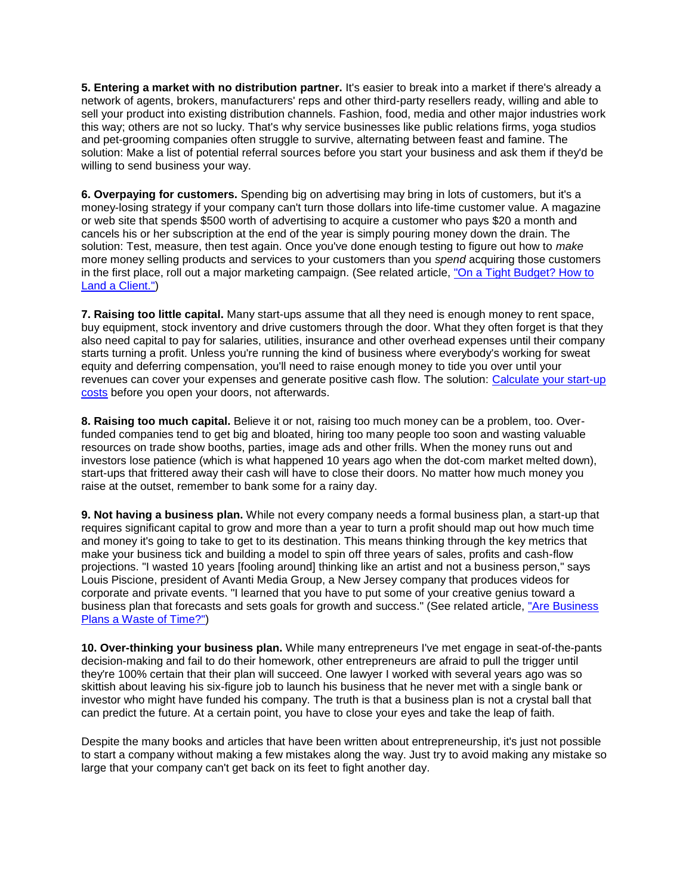**5. Entering a market with no distribution partner.** It's easier to break into a market if there's already a network of agents, brokers, manufacturers' reps and other third-party resellers ready, willing and able to sell your product into existing distribution channels. Fashion, food, media and other major industries work this way; others are not so lucky. That's why service businesses like public relations firms, yoga studios and pet-grooming companies often struggle to survive, alternating between feast and famine. The solution: Make a list of potential referral sources before you start your business and ask them if they'd be willing to send business your way.

**6. Overpaying for customers.** Spending big on advertising may bring in lots of customers, but it's a money-losing strategy if your company can't turn those dollars into life-time customer value. A magazine or web site that spends $500 worth of advertising to acquire a customer who pays $20 a month and cancels his or her subscription at the end of the year is simply pouring money down the drain. The solution: Test, measure, then test again. Once you've done enough testing to figure out how to *make* more money selling products and services to your customers than you *spend* acquiring those customers in the first place, roll out a major marketing campaign. (See related article, "On a Tight Budget? How to Land a Client.")

**7. Raising too little capital.** Many start-ups assume that all they need is enough money to rent space, buy equipment, stock inventory and drive customers through the door. What they often forget is that they also need capital to pay for salaries, utilities, insurance and other overhead expenses until their company starts turning a profit. Unless you're running the kind of business where everybody's working for sweat equity and deferring compensation, you'll need to raise enough money to tide you over until your revenues can cover your expenses and generate positive cash flow. The solution: Calculate your start-up costs before you open your doors, not afterwards.

**8. Raising too much capital.** Believe it or not, raising too much money can be a problem, too. Over-funded companies tend to get big and bloated, hiring too many people too soon and wasting valuable resources on trade show booths, parties, image ads and other frills. When the money runs out and investors lose patience (which is what happened 10 years ago when the dot-com market melted down), start-ups that frittered away their cash will have to close their doors. No matter how much money you raise at the outset, remember to bank some for a rainy day.

**9. Not having a business plan.** While not every company needs a formal business plan, a start-up that requires significant capital to grow and more than a year to turn a profit should map out how much time and money it's going to take to get to its destination. This means thinking through the key metrics that make your business tick and building a model to spin off three years of sales, profits and cash-flow projections. "I wasted 10 years [fooling around] thinking like an artist and not a business person," says Louis Piscione, president of Avanti Media Group, a New Jersey company that produces videos for corporate and private events. "I learned that you have to put some of your creative genius toward a business plan that forecasts and sets goals for growth and success." (See related article, "Are Business Plans a Waste of Time?")

**10. Over-thinking your business plan.** While many entrepreneurs I've met engage in seat-of-the-pants decision-making and fail to do their homework, other entrepreneurs are afraid to pull the trigger until they're 100% certain that their plan will succeed. One lawyer I worked with several years ago was so skittish about leaving his six-figure job to launch his business that he never met with a single bank or investor who might have funded his company. The truth is that a business plan is not a crystal ball that can predict the future. At a certain point, you have to close your eyes and take the leap of faith.

Despite the many books and articles that have been written about entrepreneurship, it's just not possible to start a company without making a few mistakes along the way. Just try to avoid making any mistake so large that your company can't get back on its feet to fight another day.